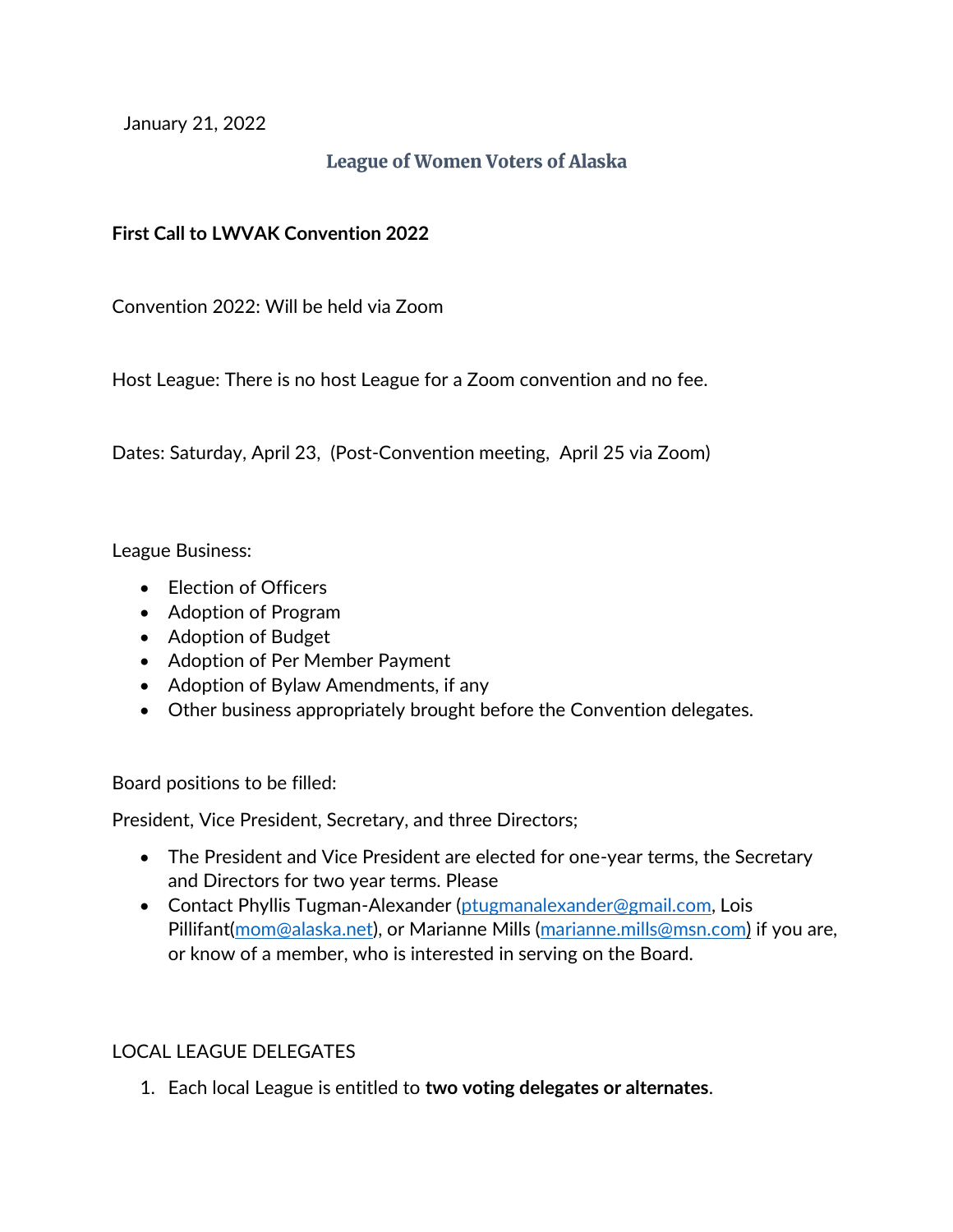January 21, 2022

# League of Women Voters of Alaska

**First Call to LWVAK Convention 2022**

Convention 2022: Will be held via Zoom

Host League: There is no host League for a Zoom convention and no fee.

Dates: Saturday, April 23, (Post-Convention meeting, April 25 via Zoom)

League Business:

- Election of Officers
- Adoption of Program
- Adoption of Budget
- Adoption of Per Member Payment
- Adoption of Bylaw Amendments, if any
- Other business appropriately brought before the Convention delegates.

Board positions to be filled:

President, Vice President, Secretary, and three Directors;

- The President and Vice President are elected for one-year terms, the Secretary and Directors for two year terms. Please
- Contact Phyllis Tugman-Alexander (ptugmanalexander@gmail.com, Lois Pillifant(mom@alaska.net), or Marianne Mills (marianne.mills@msn.com) if you are, or know of a member, who is interested in serving on the Board.

LOCAL LEAGUE DELEGATES

1. Each local League is entitled to **two voting delegates or alternates**.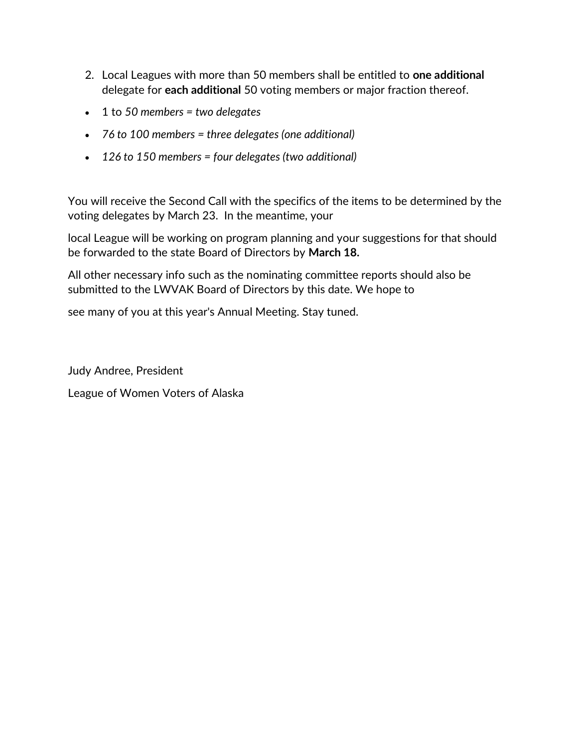2. Local Leagues with more than 50 members shall be entitled to **one additional** delegate for **each additional** 50 voting members or major fraction thereof.

- 1 to *50 members = two delegates*
- *76 to 100 members = three delegates (one additional)*
- *126 to 150 members = four delegates (two additional)*

You will receive the Second Call with the specifics of the items to be determined by the voting delegates by March 23. In the meantime, your

local League will be working on program planning and your suggestions for that should be forwarded to the state Board of Directors by **March 18.**

All other necessary info such as the nominating committee reports should also be submitted to the LWVAK Board of Directors by this date. We hope to

see many of you at this year's Annual Meeting. Stay tuned.

Judy Andree, President

League of Women Voters of Alaska